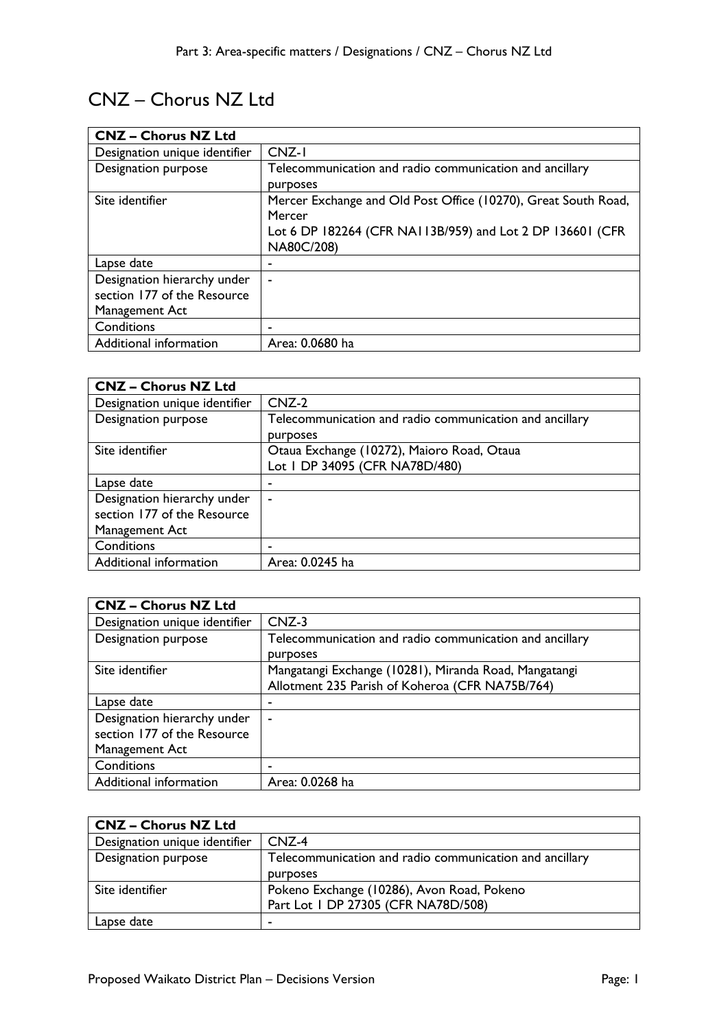# CNZ – Chorus NZ Ltd

| CNZ – Chorus NZ Ltd | |
|---|---|
| Designation unique identifier | CNZ-1 |
| Designation purpose | Telecommunication and radio communication and ancillary purposes |
| Site identifier | Mercer Exchange and Old Post Office (10270), Great South Road, Mercer<br>Lot 6 DP 182264 (CFR NA113B/959) and Lot 2 DP 136601 (CFR NA80C/208) |
| Lapse date | - |
| Designation hierarchy under section 177 of the Resource Management Act | - |
| Conditions | - |
| Additional information | Area: 0.0680 ha |

| CNZ – Chorus NZ Ltd | |
|---|---|
| Designation unique identifier | CNZ-2 |
| Designation purpose | Telecommunication and radio communication and ancillary purposes |
| Site identifier | Otaua Exchange (10272), Maioro Road, Otaua<br>Lot 1 DP 34095 (CFR NA78D/480) |
| Lapse date | - |
| Designation hierarchy under section 177 of the Resource Management Act | - |
| Conditions | - |
| Additional information | Area: 0.0245 ha |

| CNZ – Chorus NZ Ltd | |
|---|---|
| Designation unique identifier | CNZ-3 |
| Designation purpose | Telecommunication and radio communication and ancillary purposes |
| Site identifier | Mangatangi Exchange (10281), Miranda Road, Mangatangi<br>Allotment 235 Parish of Koheroa (CFR NA75B/764) |
| Lapse date | - |
| Designation hierarchy under section 177 of the Resource Management Act | - |
| Conditions | - |
| Additional information | Area: 0.0268 ha |

| CNZ – Chorus NZ Ltd | |
|---|---|
| Designation unique identifier | CNZ-4 |
| Designation purpose | Telecommunication and radio communication and ancillary purposes |
| Site identifier | Pokeno Exchange (10286), Avon Road, Pokeno<br>Part Lot 1 DP 27305 (CFR NA78D/508) |
| Lapse date | - |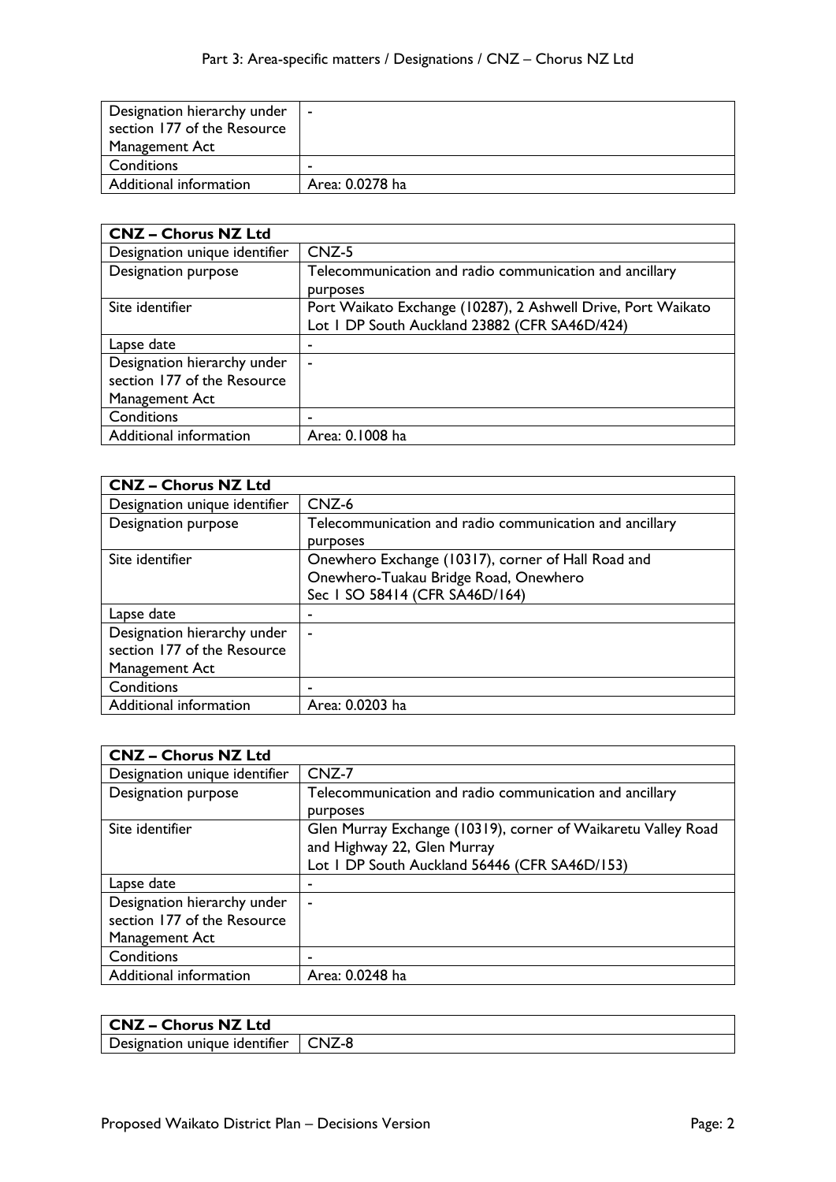| | |
|---|---|
| Designation hierarchy under section 177 of the Resource Management Act | - |
| Conditions | - |
| Additional information | Area: 0.0278 ha |

| CNZ – Chorus NZ Ltd | |
|---|---|
| Designation unique identifier | CNZ-5 |
| Designation purpose | Telecommunication and radio communication and ancillary purposes |
| Site identifier | Port Waikato Exchange (10287), 2 Ashwell Drive, Port Waikato<br>Lot 1 DP South Auckland 23882 (CFR SA46D/424) |
| Lapse date | - |
| Designation hierarchy under section 177 of the Resource Management Act | - |
| Conditions | - |
| Additional information | Area: 0.1008 ha |

| CNZ – Chorus NZ Ltd | |
|---|---|
| Designation unique identifier | CNZ-6 |
| Designation purpose | Telecommunication and radio communication and ancillary purposes |
| Site identifier | Onewhero Exchange (10317), corner of Hall Road and Onewhero-Tuakau Bridge Road, Onewhero<br>Sec 1 SO 58414 (CFR SA46D/164) |
| Lapse date | - |
| Designation hierarchy under section 177 of the Resource Management Act | - |
| Conditions | - |
| Additional information | Area: 0.0203 ha |

| CNZ – Chorus NZ Ltd | |
|---|---|
| Designation unique identifier | CNZ-7 |
| Designation purpose | Telecommunication and radio communication and ancillary purposes |
| Site identifier | Glen Murray Exchange (10319), corner of Waikaretu Valley Road and Highway 22, Glen Murray<br>Lot 1 DP South Auckland 56446 (CFR SA46D/153) |
| Lapse date | - |
| Designation hierarchy under section 177 of the Resource Management Act | - |
| Conditions | - |
| Additional information | Area: 0.0248 ha |

| CNZ – Chorus NZ Ltd | |
|---|---|
| Designation unique identifier | CNZ-8 |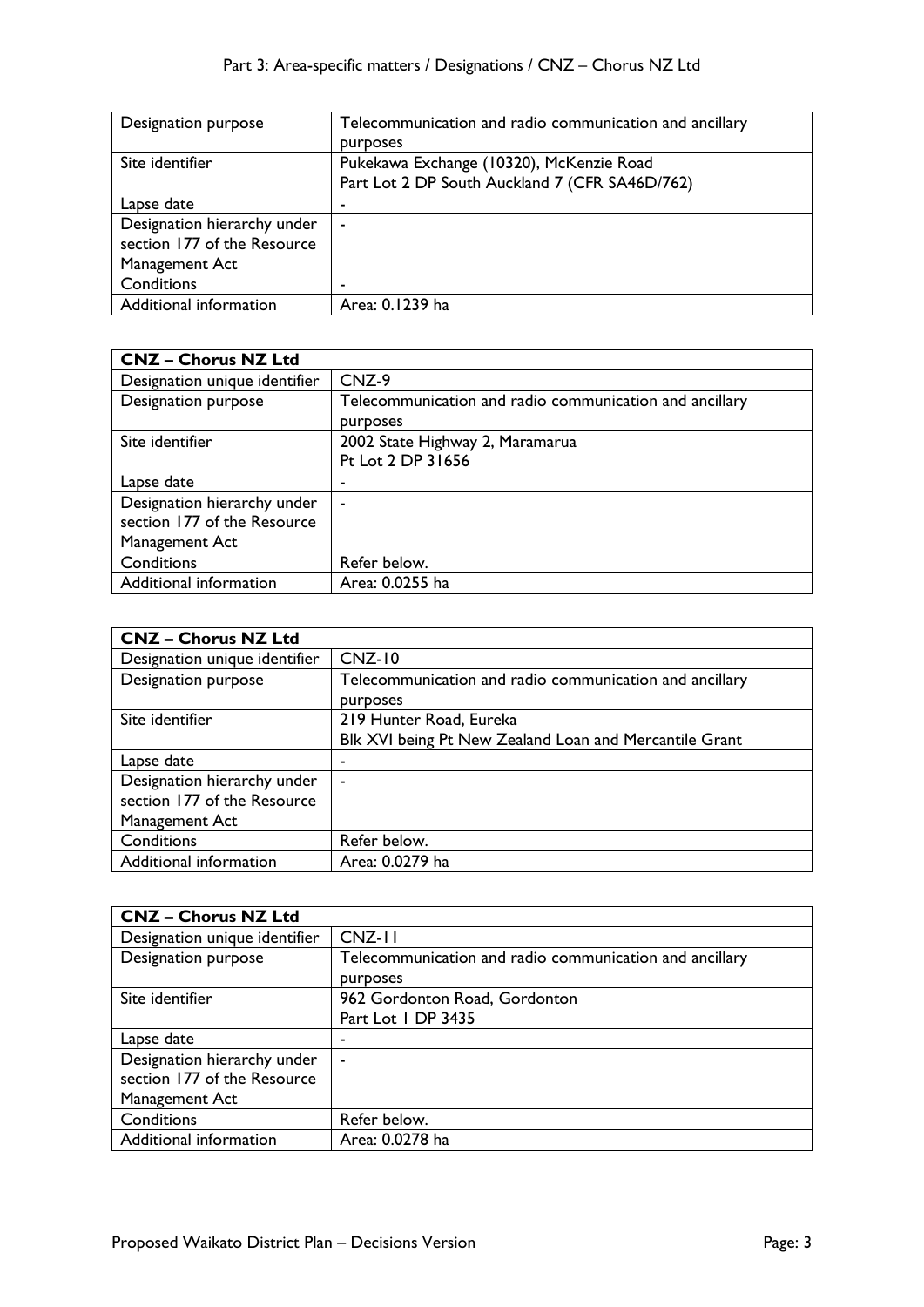| | |
|---|---|
| Designation purpose | Telecommunication and radio communication and ancillary purposes |
| Site identifier | Pukekawa Exchange (10320), McKenzie Road<br>Part Lot 2 DP South Auckland 7 (CFR SA46D/762) |
| Lapse date | - |
| Designation hierarchy under section 177 of the Resource Management Act | - |
| Conditions | - |
| Additional information | Area: 0.1239 ha |

| **CNZ – Chorus NZ Ltd** | |
|---|---|
| Designation unique identifier | CNZ-9 |
| Designation purpose | Telecommunication and radio communication and ancillary purposes |
| Site identifier | 2002 State Highway 2, Maramarua<br>Pt Lot 2 DP 31656 |
| Lapse date | - |
| Designation hierarchy under section 177 of the Resource Management Act | - |
| Conditions | Refer below. |
| Additional information | Area: 0.0255 ha |

| **CNZ – Chorus NZ Ltd** | |
|---|---|
| Designation unique identifier | CNZ-10 |
| Designation purpose | Telecommunication and radio communication and ancillary purposes |
| Site identifier | 219 Hunter Road, Eureka<br>Blk XVI being Pt New Zealand Loan and Mercantile Grant |
| Lapse date | - |
| Designation hierarchy under section 177 of the Resource Management Act | - |
| Conditions | Refer below. |
| Additional information | Area: 0.0279 ha |

| **CNZ – Chorus NZ Ltd** | |
|---|---|
| Designation unique identifier | CNZ-11 |
| Designation purpose | Telecommunication and radio communication and ancillary purposes |
| Site identifier | 962 Gordonton Road, Gordonton<br>Part Lot 1 DP 3435 |
| Lapse date | - |
| Designation hierarchy under section 177 of the Resource Management Act | - |
| Conditions | Refer below. |
| Additional information | Area: 0.0278 ha |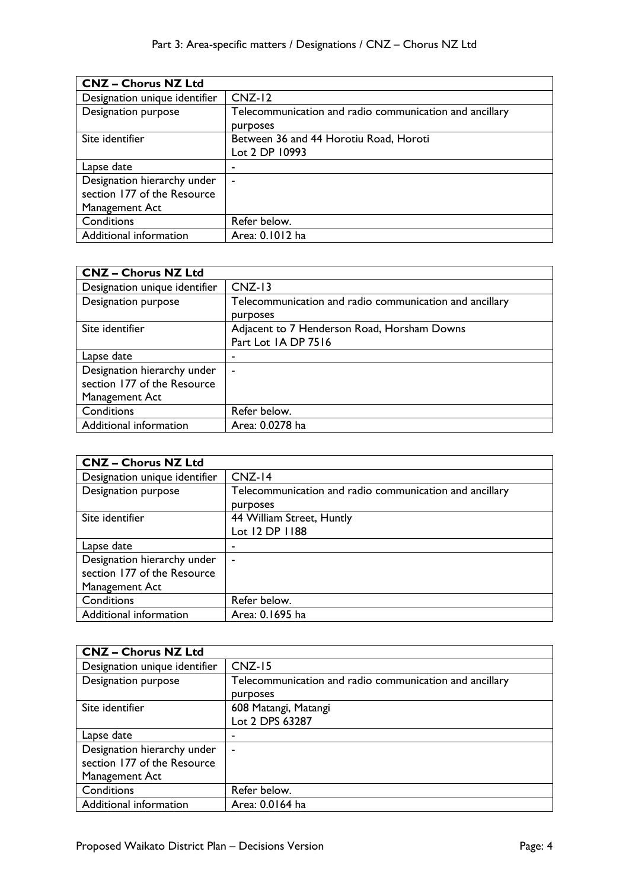| CNZ – Chorus NZ Ltd | |
|---|---|
| Designation unique identifier | CNZ-12 |
| Designation purpose | Telecommunication and radio communication and ancillary purposes |
| Site identifier | Between 36 and 44 Horotiu Road, Horoti<br>Lot 2 DP 10993 |
| Lapse date | - |
| Designation hierarchy under section 177 of the Resource Management Act | - |
| Conditions | Refer below. |
| Additional information | Area: 0.1012 ha |

| CNZ – Chorus NZ Ltd | |
|---|---|
| Designation unique identifier | CNZ-13 |
| Designation purpose | Telecommunication and radio communication and ancillary purposes |
| Site identifier | Adjacent to 7 Henderson Road, Horsham Downs<br>Part Lot 1A DP 7516 |
| Lapse date | - |
| Designation hierarchy under section 177 of the Resource Management Act | - |
| Conditions | Refer below. |
| Additional information | Area: 0.0278 ha |

| CNZ – Chorus NZ Ltd | |
|---|---|
| Designation unique identifier | CNZ-14 |
| Designation purpose | Telecommunication and radio communication and ancillary purposes |
| Site identifier | 44 William Street, Huntly<br>Lot 12 DP 1188 |
| Lapse date | - |
| Designation hierarchy under section 177 of the Resource Management Act | - |
| Conditions | Refer below. |
| Additional information | Area: 0.1695 ha |

| CNZ – Chorus NZ Ltd | |
|---|---|
| Designation unique identifier | CNZ-15 |
| Designation purpose | Telecommunication and radio communication and ancillary purposes |
| Site identifier | 608 Matangi, Matangi<br>Lot 2 DPS 63287 |
| Lapse date | - |
| Designation hierarchy under section 177 of the Resource Management Act | - |
| Conditions | Refer below. |
| Additional information | Area: 0.0164 ha |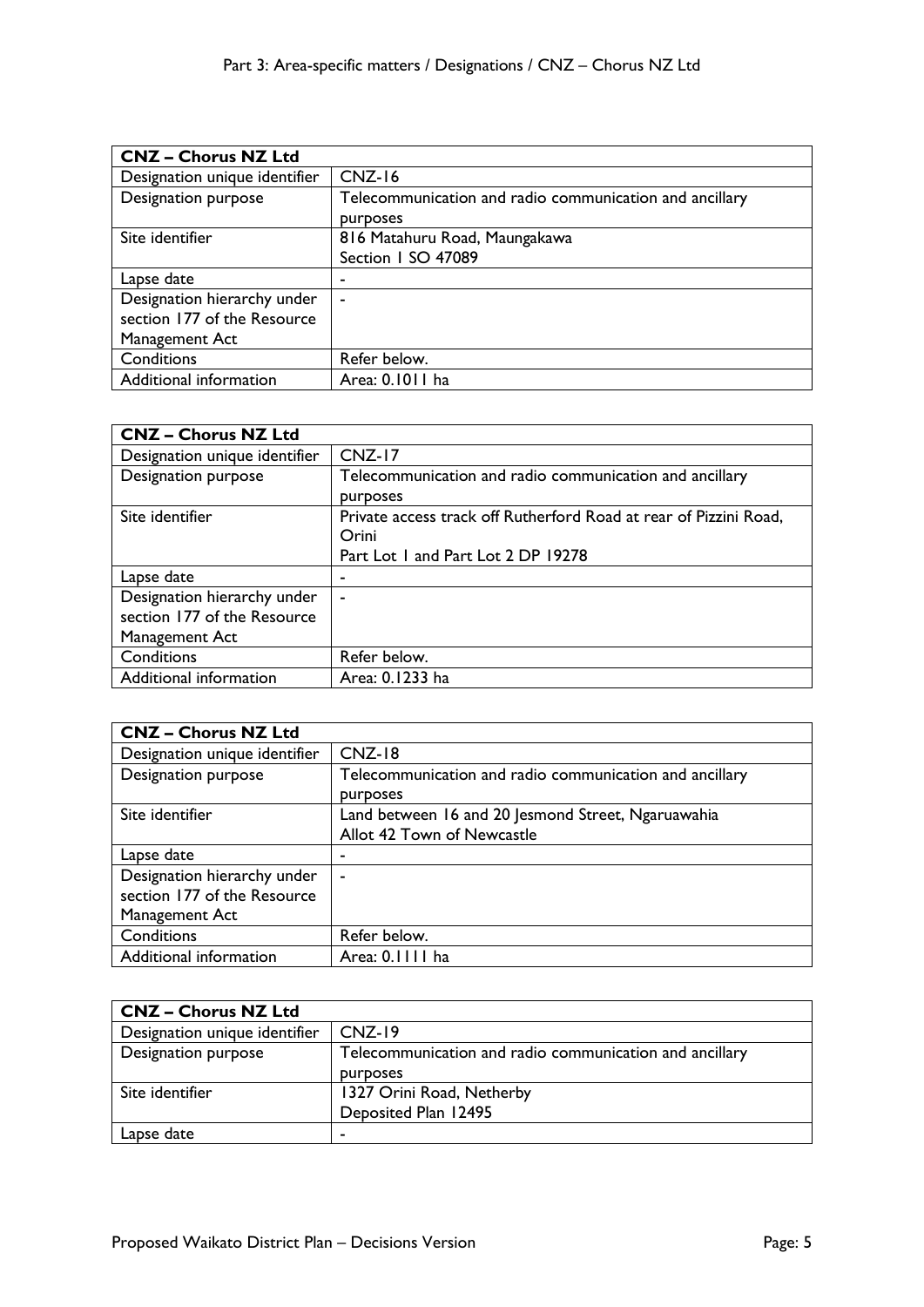| CNZ – Chorus NZ Ltd | |
|---|---|
| Designation unique identifier | CNZ-16 |
| Designation purpose | Telecommunication and radio communication and ancillary purposes |
| Site identifier | 816 Matahuru Road, Maungakawa<br>Section 1 SO 47089 |
| Lapse date | - |
| Designation hierarchy under section 177 of the Resource Management Act | - |
| Conditions | Refer below. |
| Additional information | Area: 0.1011 ha |

| CNZ – Chorus NZ Ltd | |
|---|---|
| Designation unique identifier | CNZ-17 |
| Designation purpose | Telecommunication and radio communication and ancillary purposes |
| Site identifier | Private access track off Rutherford Road at rear of Pizzini Road, Orini<br>Part Lot 1 and Part Lot 2 DP 19278 |
| Lapse date | - |
| Designation hierarchy under section 177 of the Resource Management Act | - |
| Conditions | Refer below. |
| Additional information | Area: 0.1233 ha |

| CNZ – Chorus NZ Ltd | |
|---|---|
| Designation unique identifier | CNZ-18 |
| Designation purpose | Telecommunication and radio communication and ancillary purposes |
| Site identifier | Land between 16 and 20 Jesmond Street, Ngaruawahia<br>Allot 42 Town of Newcastle |
| Lapse date | - |
| Designation hierarchy under section 177 of the Resource Management Act | - |
| Conditions | Refer below. |
| Additional information | Area: 0.1111 ha |

| CNZ – Chorus NZ Ltd | |
|---|---|
| Designation unique identifier | CNZ-19 |
| Designation purpose | Telecommunication and radio communication and ancillary purposes |
| Site identifier | 1327 Orini Road, Netherby<br>Deposited Plan 12495 |
| Lapse date | - |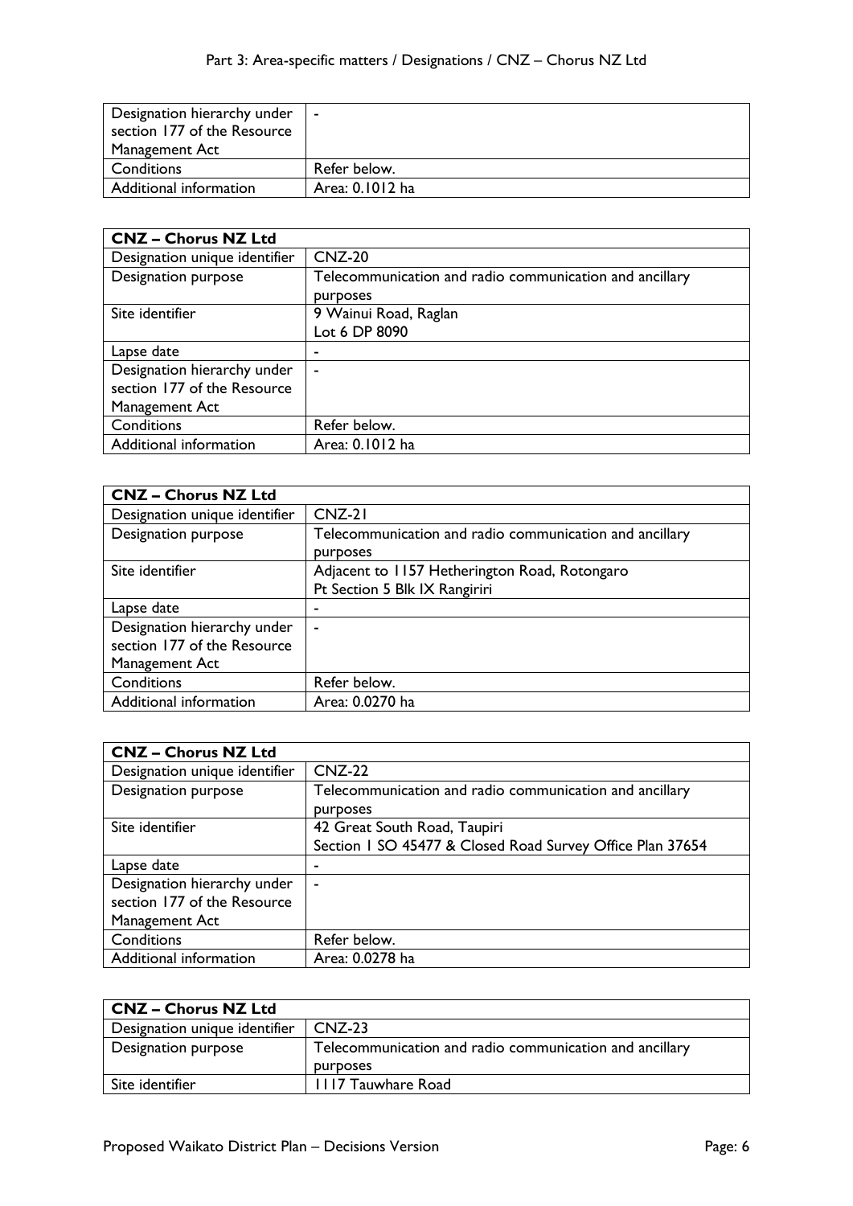| Designation hierarchy under section 177 of the Resource Management Act | - |
|---|---|
| Conditions | Refer below. |
| Additional information | Area: 0.1012 ha |

| CNZ – Chorus NZ Ltd | |
|---|---|
| Designation unique identifier | CNZ-20 |
| Designation purpose | Telecommunication and radio communication and ancillary purposes |
| Site identifier | 9 Wainui Road, Raglan<br>Lot 6 DP 8090 |
| Lapse date | - |
| Designation hierarchy under section 177 of the Resource Management Act | - |
| Conditions | Refer below. |
| Additional information | Area: 0.1012 ha |

| CNZ – Chorus NZ Ltd | |
|---|---|
| Designation unique identifier | CNZ-21 |
| Designation purpose | Telecommunication and radio communication and ancillary purposes |
| Site identifier | Adjacent to 1157 Hetherington Road, Rotongaro<br>Pt Section 5 Blk IX Rangiriri |
| Lapse date | - |
| Designation hierarchy under section 177 of the Resource Management Act | - |
| Conditions | Refer below. |
| Additional information | Area: 0.0270 ha |

| CNZ – Chorus NZ Ltd | |
|---|---|
| Designation unique identifier | CNZ-22 |
| Designation purpose | Telecommunication and radio communication and ancillary purposes |
| Site identifier | 42 Great South Road, Taupiri<br>Section 1 SO 45477 & Closed Road Survey Office Plan 37654 |
| Lapse date | - |
| Designation hierarchy under section 177 of the Resource Management Act | - |
| Conditions | Refer below. |
| Additional information | Area: 0.0278 ha |

| CNZ – Chorus NZ Ltd | |
|---|---|
| Designation unique identifier | CNZ-23 |
| Designation purpose | Telecommunication and radio communication and ancillary purposes |
| Site identifier | 1117 Tauwhare Road |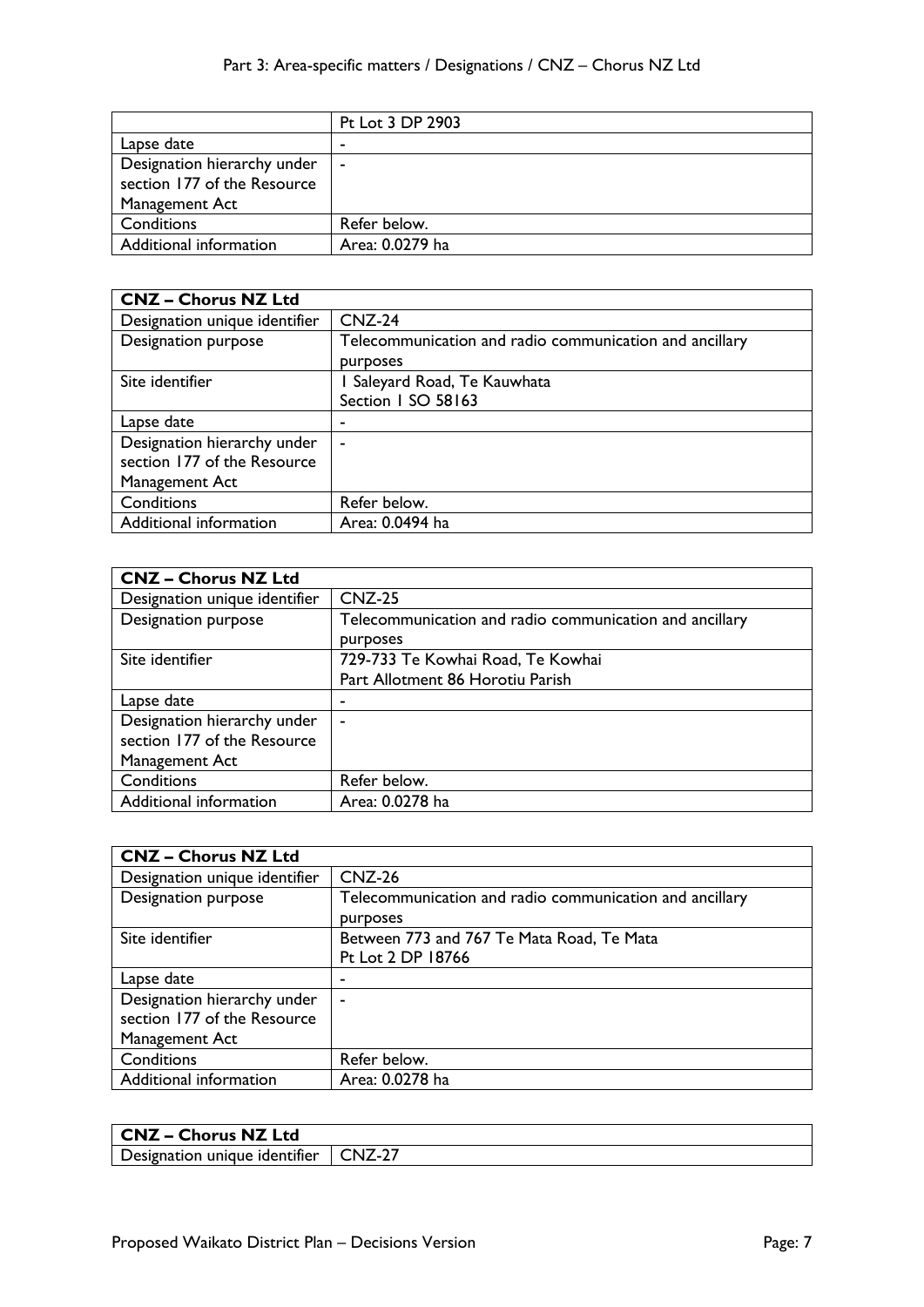| | Pt Lot 3 DP 2903 |
|---|---|
| Lapse date | - |
| Designation hierarchy under section 177 of the Resource Management Act | - |
| Conditions | Refer below. |
| Additional information | Area: 0.0279 ha |

| **CNZ – Chorus NZ Ltd** | |
|---|---|
| Designation unique identifier | CNZ-24 |
| Designation purpose | Telecommunication and radio communication and ancillary purposes |
| Site identifier | 1 Saleyard Road, Te Kauwhata<br>Section 1 SO 58163 |
| Lapse date | - |
| Designation hierarchy under section 177 of the Resource Management Act | - |
| Conditions | Refer below. |
| Additional information | Area: 0.0494 ha |

| **CNZ – Chorus NZ Ltd** | |
|---|---|
| Designation unique identifier | CNZ-25 |
| Designation purpose | Telecommunication and radio communication and ancillary purposes |
| Site identifier | 729-733 Te Kowhai Road, Te Kowhai<br>Part Allotment 86 Horotiu Parish |
| Lapse date | - |
| Designation hierarchy under section 177 of the Resource Management Act | - |
| Conditions | Refer below. |
| Additional information | Area: 0.0278 ha |

| **CNZ – Chorus NZ Ltd** | |
|---|---|
| Designation unique identifier | CNZ-26 |
| Designation purpose | Telecommunication and radio communication and ancillary purposes |
| Site identifier | Between 773 and 767 Te Mata Road, Te Mata<br>Pt Lot 2 DP 18766 |
| Lapse date | - |
| Designation hierarchy under section 177 of the Resource Management Act | - |
| Conditions | Refer below. |
| Additional information | Area: 0.0278 ha |

| **CNZ – Chorus NZ Ltd** | |
|---|---|
| Designation unique identifier | CNZ-27 |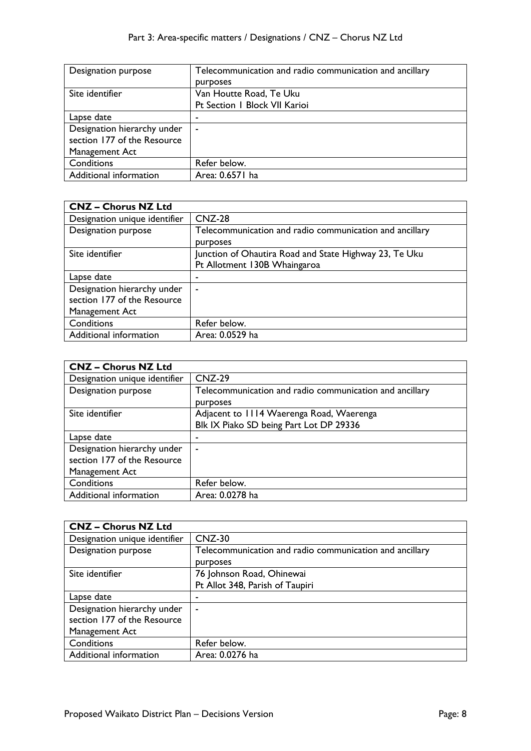| Designation purpose | Telecommunication and radio communication and ancillary purposes |
|---|---|
| Site identifier | Van Houtte Road, Te Uku<br>Pt Section 1 Block VII Karioi |
| Lapse date | - |
| Designation hierarchy under section 177 of the Resource Management Act | - |
| Conditions | Refer below. |
| Additional information | Area: 0.6571 ha |

| **CNZ – Chorus NZ Ltd** | |
|---|---|
| Designation unique identifier | CNZ-28 |
| Designation purpose | Telecommunication and radio communication and ancillary purposes |
| Site identifier | Junction of Ohautira Road and State Highway 23, Te Uku<br>Pt Allotment 130B Whaingaroa |
| Lapse date | - |
| Designation hierarchy under section 177 of the Resource Management Act | - |
| Conditions | Refer below. |
| Additional information | Area: 0.0529 ha |

| **CNZ – Chorus NZ Ltd** | |
|---|---|
| Designation unique identifier | CNZ-29 |
| Designation purpose | Telecommunication and radio communication and ancillary purposes |
| Site identifier | Adjacent to 1114 Waerenga Road, Waerenga<br>Blk IX Piako SD being Part Lot DP 29336 |
| Lapse date | - |
| Designation hierarchy under section 177 of the Resource Management Act | - |
| Conditions | Refer below. |
| Additional information | Area: 0.0278 ha |

| **CNZ – Chorus NZ Ltd** | |
|---|---|
| Designation unique identifier | CNZ-30 |
| Designation purpose | Telecommunication and radio communication and ancillary purposes |
| Site identifier | 76 Johnson Road, Ohinewai<br>Pt Allot 348, Parish of Taupiri |
| Lapse date | - |
| Designation hierarchy under section 177 of the Resource Management Act | - |
| Conditions | Refer below. |
| Additional information | Area: 0.0276 ha |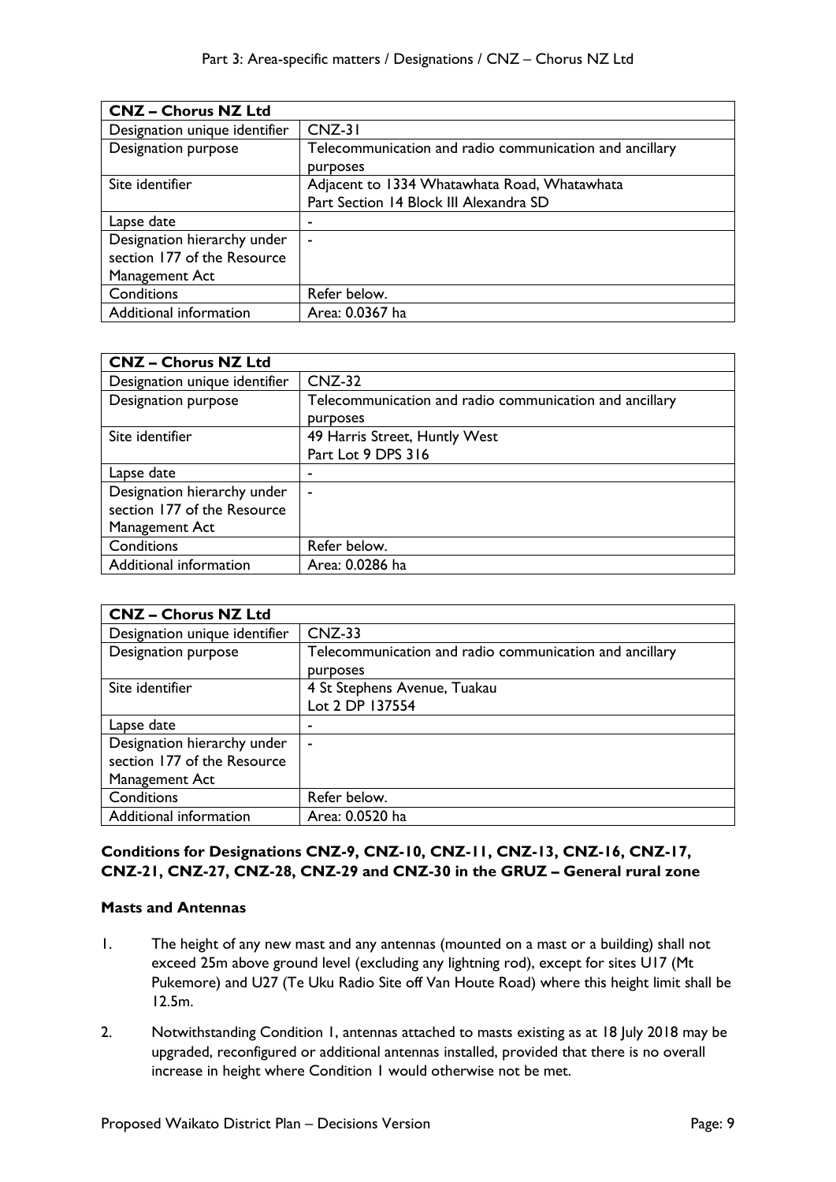| CNZ – Chorus NZ Ltd | |
|---|---|
| Designation unique identifier | CNZ-31 |
| Designation purpose | Telecommunication and radio communication and ancillary purposes |
| Site identifier | Adjacent to 1334 Whatawhata Road, Whatawhata<br>Part Section 14 Block III Alexandra SD |
| Lapse date | - |
| Designation hierarchy under section 177 of the Resource Management Act | - |
| Conditions | Refer below. |
| Additional information | Area: 0.0367 ha |

| CNZ – Chorus NZ Ltd | |
|---|---|
| Designation unique identifier | CNZ-32 |
| Designation purpose | Telecommunication and radio communication and ancillary purposes |
| Site identifier | 49 Harris Street, Huntly West<br>Part Lot 9 DPS 316 |
| Lapse date | - |
| Designation hierarchy under section 177 of the Resource Management Act | - |
| Conditions | Refer below. |
| Additional information | Area: 0.0286 ha |

| CNZ – Chorus NZ Ltd | |
|---|---|
| Designation unique identifier | CNZ-33 |
| Designation purpose | Telecommunication and radio communication and ancillary purposes |
| Site identifier | 4 St Stephens Avenue, Tuakau<br>Lot 2 DP 137554 |
| Lapse date | - |
| Designation hierarchy under section 177 of the Resource Management Act | - |
| Conditions | Refer below. |
| Additional information | Area: 0.0520 ha |

**Conditions for Designations CNZ-9, CNZ-10, CNZ-11, CNZ-13, CNZ-16, CNZ-17, CNZ-21, CNZ-27, CNZ-28, CNZ-29 and CNZ-30 in the GRUZ – General rural zone**

**Masts and Antennas**

1. The height of any new mast and any antennas (mounted on a mast or a building) shall not exceed 25m above ground level (excluding any lightning rod), except for sites U17 (Mt Pukemore) and U27 (Te Uku Radio Site off Van Houte Road) where this height limit shall be 12.5m.

2. Notwithstanding Condition 1, antennas attached to masts existing as at 18 July 2018 may be upgraded, reconfigured or additional antennas installed, provided that there is no overall increase in height where Condition 1 would otherwise not be met.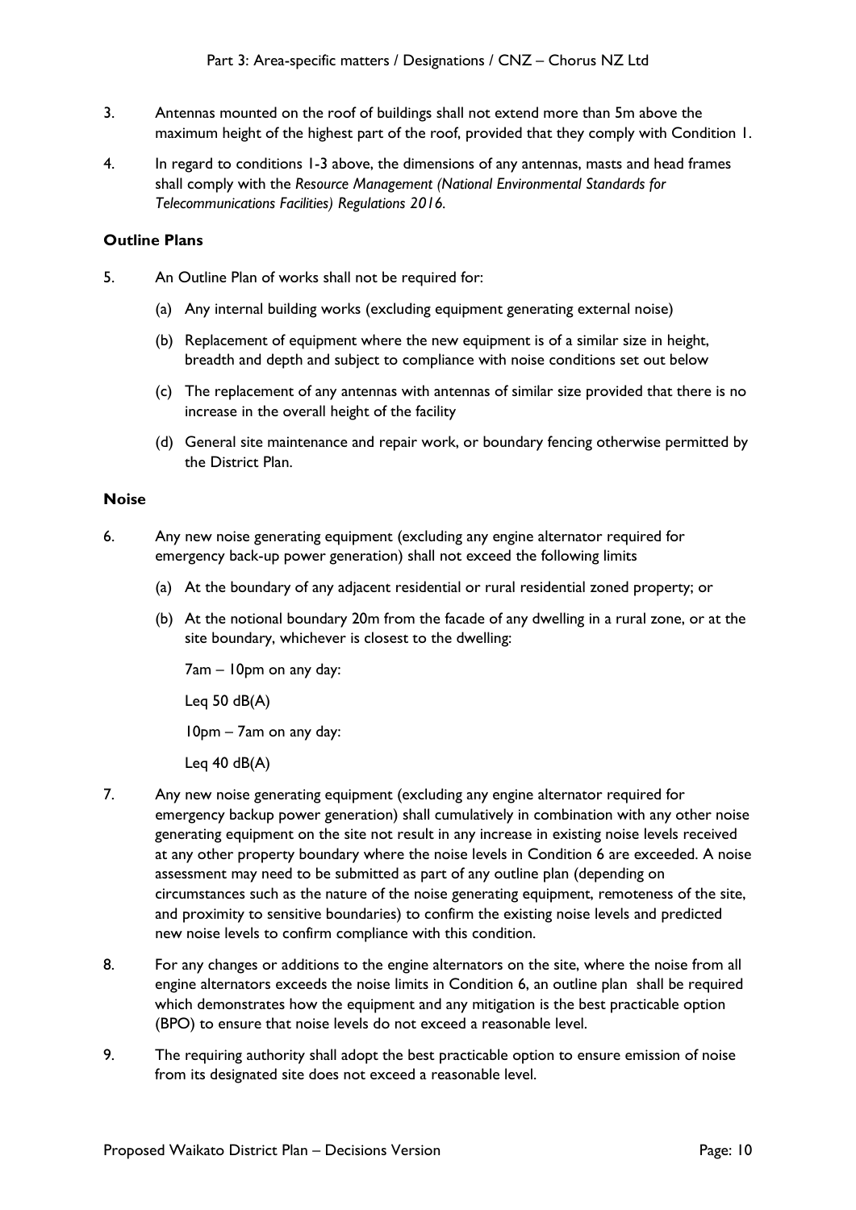3. Antennas mounted on the roof of buildings shall not extend more than 5m above the maximum height of the highest part of the roof, provided that they comply with Condition 1.

4. In regard to conditions 1-3 above, the dimensions of any antennas, masts and head frames shall comply with the *Resource Management (National Environmental Standards for Telecommunications Facilities) Regulations 2016*.

**Outline Plans**

5. An Outline Plan of works shall not be required for:

   (a) Any internal building works (excluding equipment generating external noise)

   (b) Replacement of equipment where the new equipment is of a similar size in height, breadth and depth and subject to compliance with noise conditions set out below

   (c) The replacement of any antennas with antennas of similar size provided that there is no increase in the overall height of the facility

   (d) General site maintenance and repair work, or boundary fencing otherwise permitted by the District Plan.

**Noise**

6. Any new noise generating equipment (excluding any engine alternator required for emergency back-up power generation) shall not exceed the following limits

   (a) At the boundary of any adjacent residential or rural residential zoned property; or

   (b) At the notional boundary 20m from the facade of any dwelling in a rural zone, or at the site boundary, whichever is closest to the dwelling:

   7am – 10pm on any day:

   Leq 50 dB(A)

   10pm – 7am on any day:

   Leq 40 dB(A)

7. Any new noise generating equipment (excluding any engine alternator required for emergency backup power generation) shall cumulatively in combination with any other noise generating equipment on the site not result in any increase in existing noise levels received at any other property boundary where the noise levels in Condition 6 are exceeded. A noise assessment may need to be submitted as part of any outline plan (depending on circumstances such as the nature of the noise generating equipment, remoteness of the site, and proximity to sensitive boundaries) to confirm the existing noise levels and predicted new noise levels to confirm compliance with this condition.

8. For any changes or additions to the engine alternators on the site, where the noise from all engine alternators exceeds the noise limits in Condition 6, an outline plan shall be required which demonstrates how the equipment and any mitigation is the best practicable option (BPO) to ensure that noise levels do not exceed a reasonable level.

9. The requiring authority shall adopt the best practicable option to ensure emission of noise from its designated site does not exceed a reasonable level.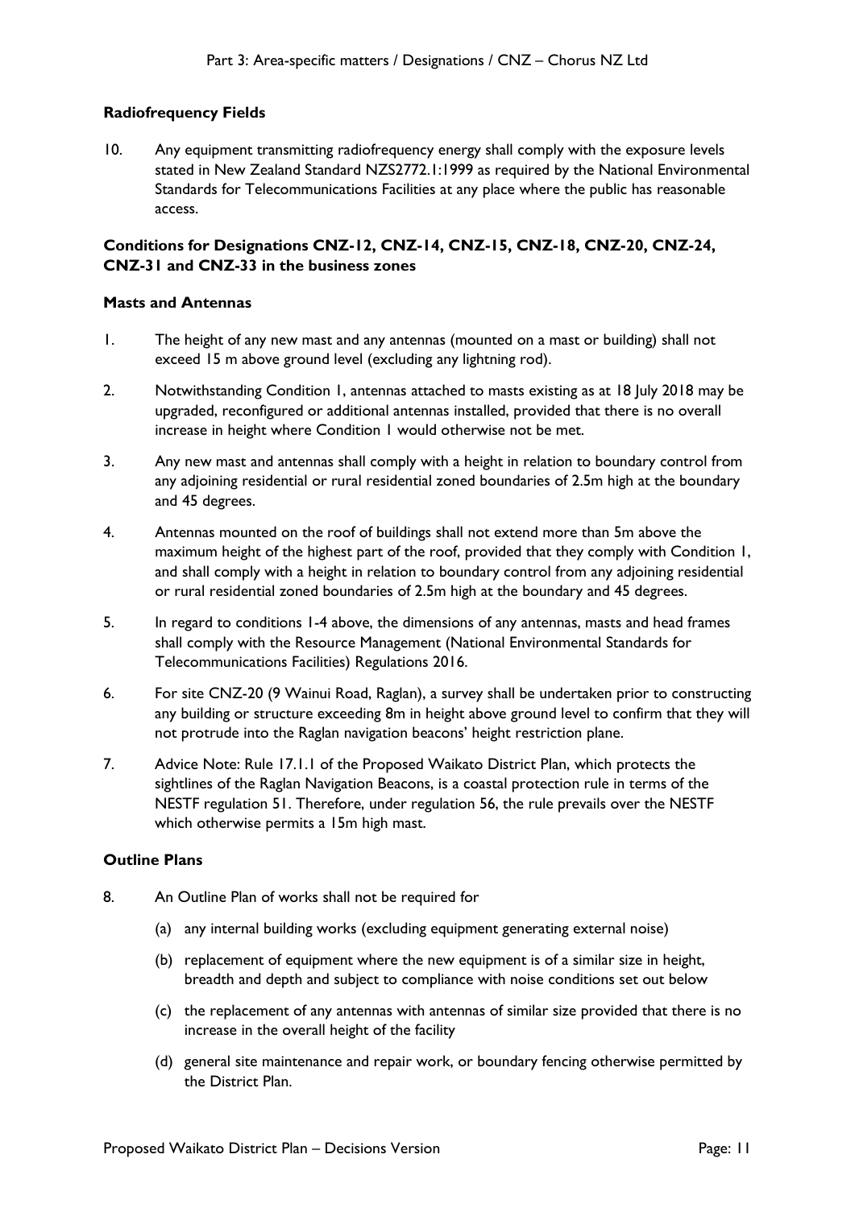**Radiofrequency Fields**

10. Any equipment transmitting radiofrequency energy shall comply with the exposure levels stated in New Zealand Standard NZS2772.1:1999 as required by the National Environmental Standards for Telecommunications Facilities at any place where the public has reasonable access.

**Conditions for Designations CNZ-12, CNZ-14, CNZ-15, CNZ-18, CNZ-20, CNZ-24, CNZ-31 and CNZ-33 in the business zones**

**Masts and Antennas**

1. The height of any new mast and any antennas (mounted on a mast or building) shall not exceed 15 m above ground level (excluding any lightning rod).

2. Notwithstanding Condition 1, antennas attached to masts existing as at 18 July 2018 may be upgraded, reconfigured or additional antennas installed, provided that there is no overall increase in height where Condition 1 would otherwise not be met.

3. Any new mast and antennas shall comply with a height in relation to boundary control from any adjoining residential or rural residential zoned boundaries of 2.5m high at the boundary and 45 degrees.

4. Antennas mounted on the roof of buildings shall not extend more than 5m above the maximum height of the highest part of the roof, provided that they comply with Condition 1, and shall comply with a height in relation to boundary control from any adjoining residential or rural residential zoned boundaries of 2.5m high at the boundary and 45 degrees.

5. In regard to conditions 1-4 above, the dimensions of any antennas, masts and head frames shall comply with the Resource Management (National Environmental Standards for Telecommunications Facilities) Regulations 2016.

6. For site CNZ-20 (9 Wainui Road, Raglan), a survey shall be undertaken prior to constructing any building or structure exceeding 8m in height above ground level to confirm that they will not protrude into the Raglan navigation beacons' height restriction plane.

7. Advice Note: Rule 17.1.1 of the Proposed Waikato District Plan, which protects the sightlines of the Raglan Navigation Beacons, is a coastal protection rule in terms of the NESTF regulation 51. Therefore, under regulation 56, the rule prevails over the NESTF which otherwise permits a 15m high mast.

**Outline Plans**

8. An Outline Plan of works shall not be required for

   (a) any internal building works (excluding equipment generating external noise)

   (b) replacement of equipment where the new equipment is of a similar size in height, breadth and depth and subject to compliance with noise conditions set out below

   (c) the replacement of any antennas with antennas of similar size provided that there is no increase in the overall height of the facility

   (d) general site maintenance and repair work, or boundary fencing otherwise permitted by the District Plan.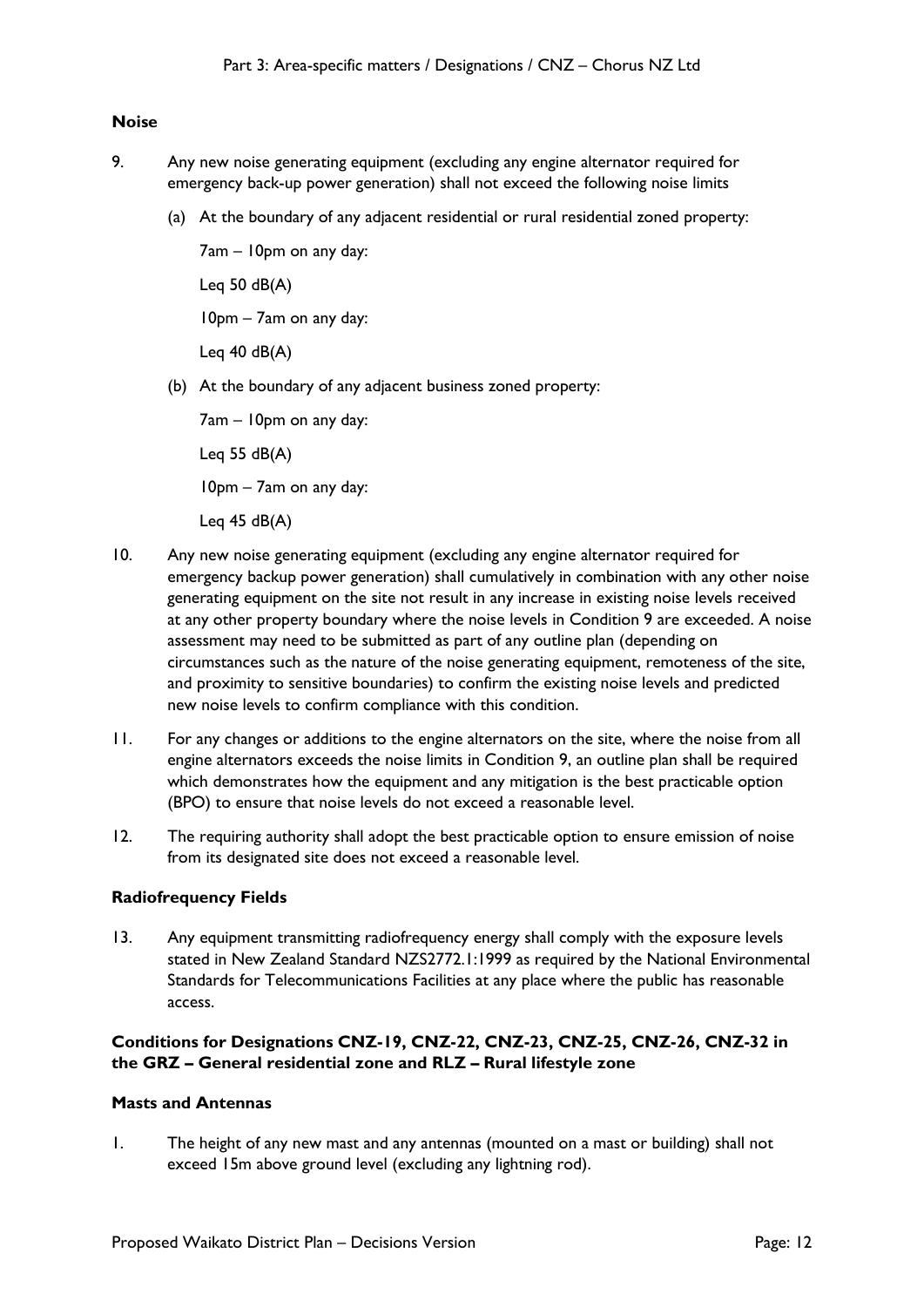**Noise**

9. Any new noise generating equipment (excluding any engine alternator required for emergency back-up power generation) shall not exceed the following noise limits

   (a) At the boundary of any adjacent residential or rural residential zoned property:

   7am – 10pm on any day:

   Leq 50 dB(A)

   10pm – 7am on any day:

   Leq 40 dB(A)

   (b) At the boundary of any adjacent business zoned property:

   7am – 10pm on any day:

   Leq 55 dB(A)

   10pm – 7am on any day:

   Leq 45 dB(A)

10. Any new noise generating equipment (excluding any engine alternator required for emergency backup power generation) shall cumulatively in combination with any other noise generating equipment on the site not result in any increase in existing noise levels received at any other property boundary where the noise levels in Condition 9 are exceeded. A noise assessment may need to be submitted as part of any outline plan (depending on circumstances such as the nature of the noise generating equipment, remoteness of the site, and proximity to sensitive boundaries) to confirm the existing noise levels and predicted new noise levels to confirm compliance with this condition.

11. For any changes or additions to the engine alternators on the site, where the noise from all engine alternators exceeds the noise limits in Condition 9, an outline plan shall be required which demonstrates how the equipment and any mitigation is the best practicable option (BPO) to ensure that noise levels do not exceed a reasonable level.

12. The requiring authority shall adopt the best practicable option to ensure emission of noise from its designated site does not exceed a reasonable level.

**Radiofrequency Fields**

13. Any equipment transmitting radiofrequency energy shall comply with the exposure levels stated in New Zealand Standard NZS2772.1:1999 as required by the National Environmental Standards for Telecommunications Facilities at any place where the public has reasonable access.

**Conditions for Designations CNZ-19, CNZ-22, CNZ-23, CNZ-25, CNZ-26, CNZ-32 in the GRZ – General residential zone and RLZ – Rural lifestyle zone**

**Masts and Antennas**

1. The height of any new mast and any antennas (mounted on a mast or building) shall not exceed 15m above ground level (excluding any lightning rod).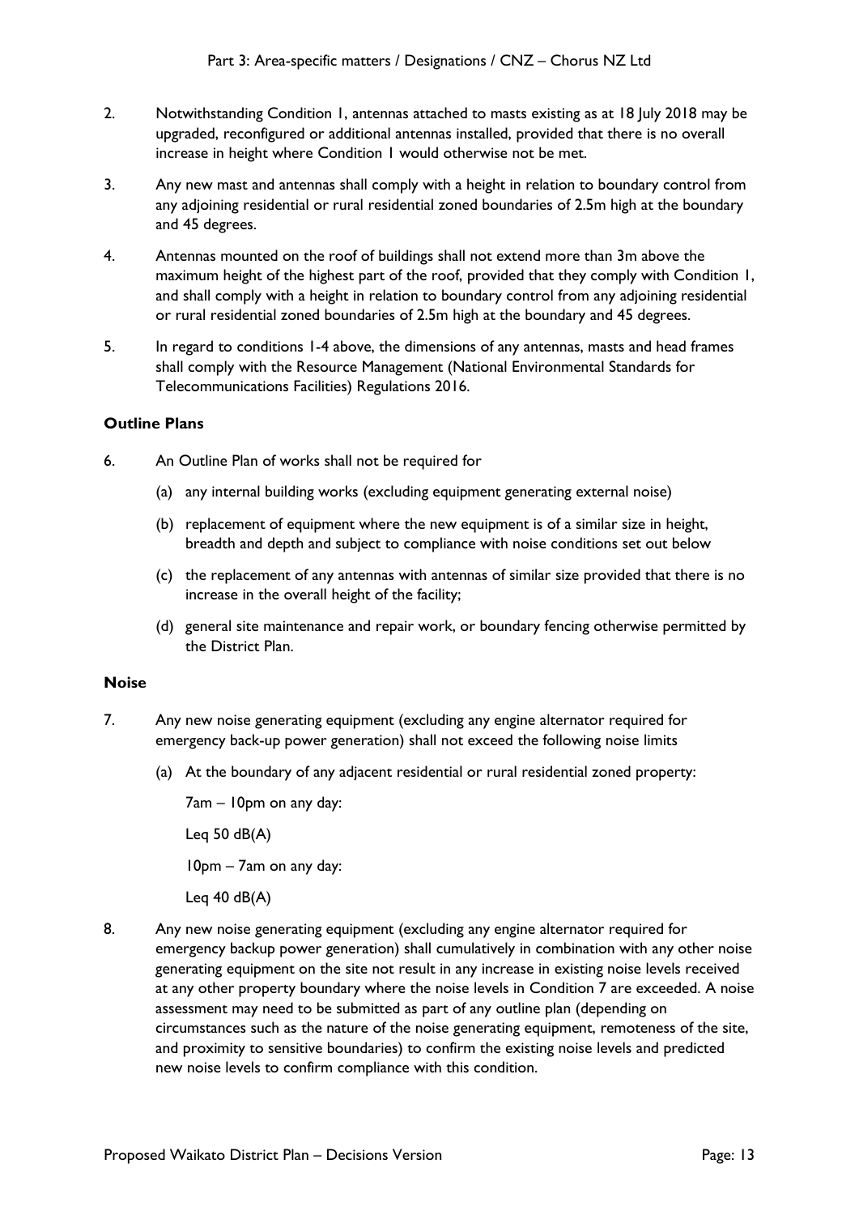2. Notwithstanding Condition 1, antennas attached to masts existing as at 18 July 2018 may be upgraded, reconfigured or additional antennas installed, provided that there is no overall increase in height where Condition 1 would otherwise not be met.

3. Any new mast and antennas shall comply with a height in relation to boundary control from any adjoining residential or rural residential zoned boundaries of 2.5m high at the boundary and 45 degrees.

4. Antennas mounted on the roof of buildings shall not extend more than 3m above the maximum height of the highest part of the roof, provided that they comply with Condition 1, and shall comply with a height in relation to boundary control from any adjoining residential or rural residential zoned boundaries of 2.5m high at the boundary and 45 degrees.

5. In regard to conditions 1-4 above, the dimensions of any antennas, masts and head frames shall comply with the Resource Management (National Environmental Standards for Telecommunications Facilities) Regulations 2016.

**Outline Plans**

6. An Outline Plan of works shall not be required for

   (a) any internal building works (excluding equipment generating external noise)

   (b) replacement of equipment where the new equipment is of a similar size in height, breadth and depth and subject to compliance with noise conditions set out below

   (c) the replacement of any antennas with antennas of similar size provided that there is no increase in the overall height of the facility;

   (d) general site maintenance and repair work, or boundary fencing otherwise permitted by the District Plan.

**Noise**

7. Any new noise generating equipment (excluding any engine alternator required for emergency back-up power generation) shall not exceed the following noise limits

   (a) At the boundary of any adjacent residential or rural residential zoned property:

   7am – 10pm on any day:

   Leq 50 dB(A)

   10pm – 7am on any day:

   Leq 40 dB(A)

8. Any new noise generating equipment (excluding any engine alternator required for emergency backup power generation) shall cumulatively in combination with any other noise generating equipment on the site not result in any increase in existing noise levels received at any other property boundary where the noise levels in Condition 7 are exceeded. A noise assessment may need to be submitted as part of any outline plan (depending on circumstances such as the nature of the noise generating equipment, remoteness of the site, and proximity to sensitive boundaries) to confirm the existing noise levels and predicted new noise levels to confirm compliance with this condition.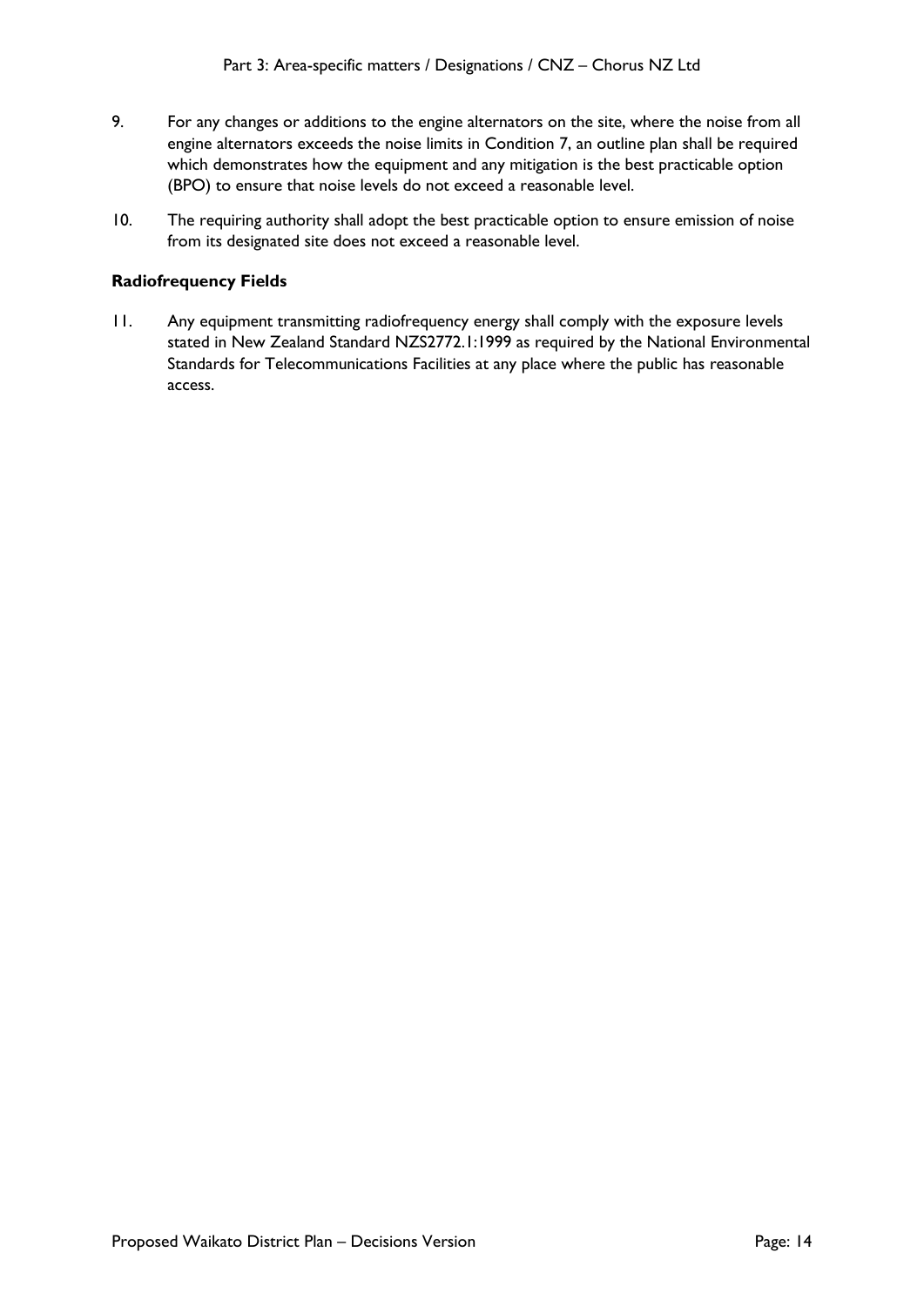9. For any changes or additions to the engine alternators on the site, where the noise from all engine alternators exceeds the noise limits in Condition 7, an outline plan shall be required which demonstrates how the equipment and any mitigation is the best practicable option (BPO) to ensure that noise levels do not exceed a reasonable level.

10. The requiring authority shall adopt the best practicable option to ensure emission of noise from its designated site does not exceed a reasonable level.

**Radiofrequency Fields**

11. Any equipment transmitting radiofrequency energy shall comply with the exposure levels stated in New Zealand Standard NZS2772.1:1999 as required by the National Environmental Standards for Telecommunications Facilities at any place where the public has reasonable access.